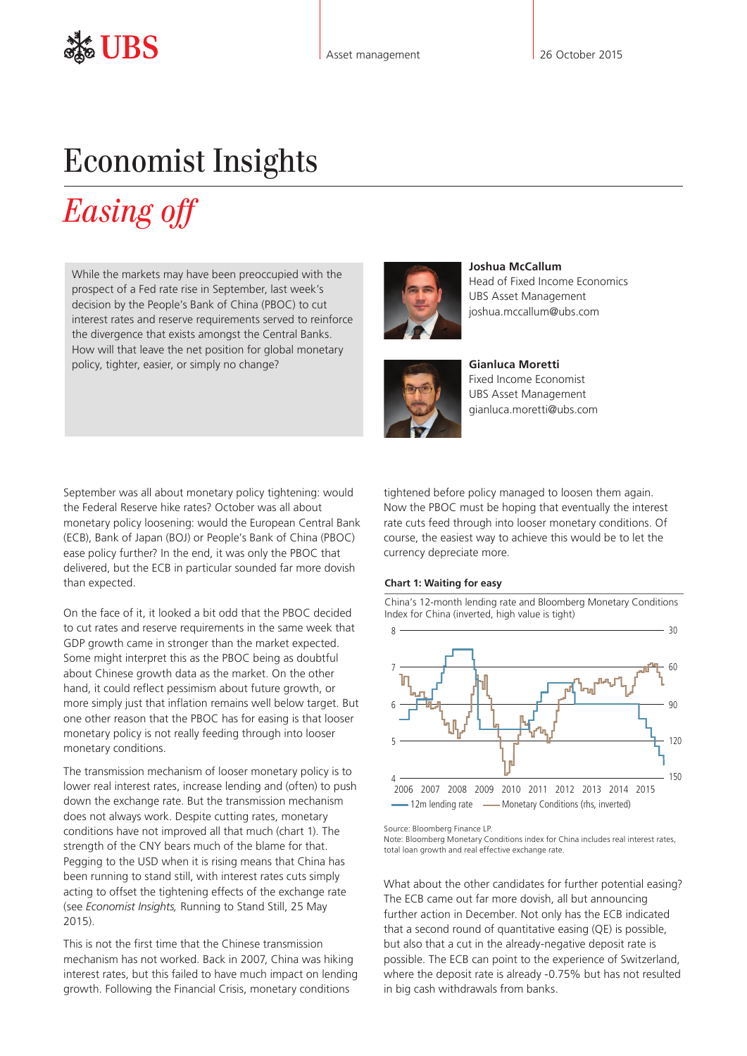# Economist Insights

## *Easing off*

While the markets may have been preoccupied with the prospect of a Fed rate rise in September, last week's decision by the People's Bank of China (PBOC) to cut interest rates and reserve requirements served to reinforce the divergence that exists amongst the Central Banks. How will that leave the net position for global monetary policy, tighter, easier, or simply no change?

**Joshua McCallum**
Head of Fixed Income Economics
UBS Asset Management
joshua.mccallum@ubs.com

**Gianluca Moretti**
Fixed Income Economist
UBS Asset Management
gianluca.moretti@ubs.com

September was all about monetary policy tightening: would the Federal Reserve hike rates? October was all about monetary policy loosening: would the European Central Bank (ECB), Bank of Japan (BOJ) or People's Bank of China (PBOC) ease policy further? In the end, it was only the PBOC that delivered, but the ECB in particular sounded far more dovish than expected.

On the face of it, it looked a bit odd that the PBOC decided to cut rates and reserve requirements in the same week that GDP growth came in stronger than the market expected. Some might interpret this as the PBOC being as doubtful about Chinese growth data as the market. On the other hand, it could reflect pessimism about future growth, or more simply just that inflation remains well below target. But one other reason that the PBOC has for easing is that looser monetary policy is not really feeding through into looser monetary conditions.

The transmission mechanism of looser monetary policy is to lower real interest rates, increase lending and (often) to push down the exchange rate. But the transmission mechanism does not always work. Despite cutting rates, monetary conditions have not improved all that much (chart 1). The strength of the CNY bears much of the blame for that. Pegging to the USD when it is rising means that China has been running to stand still, with interest rates cuts simply acting to offset the tightening effects of the exchange rate (see *Economist Insights,* Running to Stand Still, 25 May 2015).

This is not the first time that the Chinese transmission mechanism has not worked. Back in 2007, China was hiking interest rates, but this failed to have much impact on lending growth. Following the Financial Crisis, monetary conditions tightened before policy managed to loosen them again. Now the PBOC must be hoping that eventually the interest rate cuts feed through into looser monetary conditions. Of course, the easiest way to achieve this would be to let the currency depreciate more.

**Chart 1: Waiting for easy**

China's 12-month lending rate and Bloomberg Monetary Conditions Index for China (inverted, high value is tight)

Legend: 12m lending rate; Monetary Conditions (rhs, inverted)

Source: Bloomberg Finance LP.
Note: Bloomberg Monetary Conditions index for China includes real interest rates, total loan growth and real effective exchange rate.

What about the other candidates for further potential easing? The ECB came out far more dovish, all but announcing further action in December. Not only has the ECB indicated that a second round of quantitative easing (QE) is possible, but also that a cut in the already-negative deposit rate is possible. The ECB can point to the experience of Switzerland, where the deposit rate is already -0.75% but has not resulted in big cash withdrawals from banks.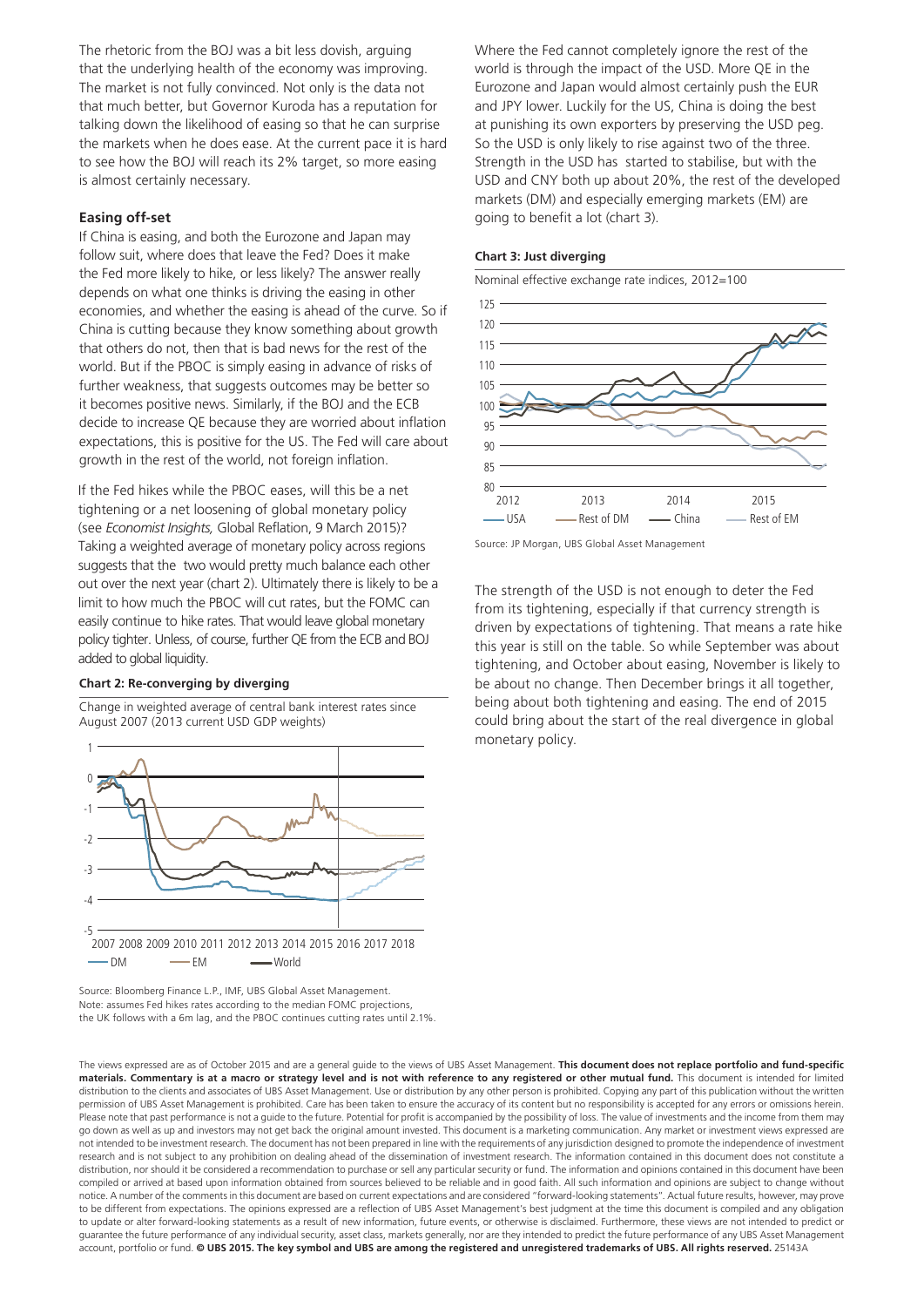The rhetoric from the BOJ was a bit less dovish, arguing that the underlying health of the economy was improving. The market is not fully convinced. Not only is the data not that much better, but Governor Kuroda has a reputation for talking down the likelihood of easing so that he can surprise the markets when he does ease. At the current pace it is hard to see how the BOJ will reach its 2% target, so more easing is almost certainly necessary.

**Easing off-set**

If China is easing, and both the Eurozone and Japan may follow suit, where does that leave the Fed? Does it make the Fed more likely to hike, or less likely? The answer really depends on what one thinks is driving the easing in other economies, and whether the easing is ahead of the curve. So if China is cutting because they know something about growth that others do not, then that is bad news for the rest of the world. But if the PBOC is simply easing in advance of risks of further weakness, that suggests outcomes may be better so it becomes positive news. Similarly, if the BOJ and the ECB decide to increase QE because they are worried about inflation expectations, this is positive for the US. The Fed will care about growth in the rest of the world, not foreign inflation.

If the Fed hikes while the PBOC eases, will this be a net tightening or a net loosening of global monetary policy (see *Economist Insights,* Global Reflation, 9 March 2015)? Taking a weighted average of monetary policy across regions suggests that the two would pretty much balance each other out over the next year (chart 2). Ultimately there is likely to be a limit to how much the PBOC will cut rates, but the FOMC can easily continue to hike rates. That would leave global monetary policy tighter. Unless, of course, further QE from the ECB and BOJ added to global liquidity.

**Chart 2: Re-converging by diverging**

Change in weighted average of central bank interest rates since August 2007 (2013 current USD GDP weights)

1
0
-1
-2
-3
-4
-5
2007 2008 2009 2010 2011 2012 2013 2014 2015 2016 2017 2018
DM EM World

Source: Bloomberg Finance L.P., IMF, UBS Global Asset Management.
Note: assumes Fed hikes rates according to the median FOMC projections, the UK follows with a 6m lag, and the PBOC continues cutting rates until 2.1%.

Where the Fed cannot completely ignore the rest of the world is through the impact of the USD. More QE in the Eurozone and Japan would almost certainly push the EUR and JPY lower. Luckily for the US, China is doing the best at punishing its own exporters by preserving the USD peg. So the USD is only likely to rise against two of the three. Strength in the USD has started to stabilise, but with the USD and CNY both up about 20%, the rest of the developed markets (DM) and especially emerging markets (EM) are going to benefit a lot (chart 3).

**Chart 3: Just diverging**

Nominal effective exchange rate indices, 2012=100

125
120
115
110
105
100
95
90
85
80
2012 2013 2014 2015
USA Rest of DM China Rest of EM

Source: JP Morgan, UBS Global Asset Management

The strength of the USD is not enough to deter the Fed from its tightening, especially if that currency strength is driven by expectations of tightening. That means a rate hike this year is still on the table. So while September was about tightening, and October about easing, November is likely to be about no change. Then December brings it all together, being about both tightening and easing. The end of 2015 could bring about the start of the real divergence in global monetary policy.

The views expressed are as of October 2015 and are a general guide to the views of UBS Asset Management. **This document does not replace portfolio and fund-specific materials. Commentary is at a macro or strategy level and is not with reference to any registered or other mutual fund.** This document is intended for limited distribution to the clients and associates of UBS Asset Management. Use or distribution by any other person is prohibited. Copying any part of this publication without the written permission of UBS Asset Management is prohibited. Care has been taken to ensure the accuracy of its content but no responsibility is accepted for any errors or omissions herein. Please note that past performance is not a guide to the future. Potential for profit is accompanied by the possibility of loss. The value of investments and the income from them may go down as well as up and investors may not get back the original amount invested. This document is a marketing communication. Any market or investment views expressed are not intended to be investment research. The document has not been prepared in line with the requirements of any jurisdiction designed to promote the independence of investment research and is not subject to any prohibition on dealing ahead of the dissemination of investment research. The information contained in this document does not constitute a distribution, nor should it be considered a recommendation to purchase or sell any particular security or fund. The information and opinions contained in this document have been compiled or arrived at based upon information obtained from sources believed to be reliable and in good faith. All such information and opinions are subject to change without notice. A number of the comments in this document are based on current expectations and are considered "forward-looking statements". Actual future results, however, may prove to be different from expectations. The opinions expressed are a reflection of UBS Asset Management's best judgment at the time this document is compiled and any obligation to update or alter forward-looking statements as a result of new information, future events, or otherwise is disclaimed. Furthermore, these views are not intended to predict or guarantee the future performance of any individual security, asset class, markets generally, nor are they intended to predict the future performance of any UBS Asset Management account, portfolio or fund. **© UBS 2015. The key symbol and UBS are among the registered and unregistered trademarks of UBS. All rights reserved.** 25143A